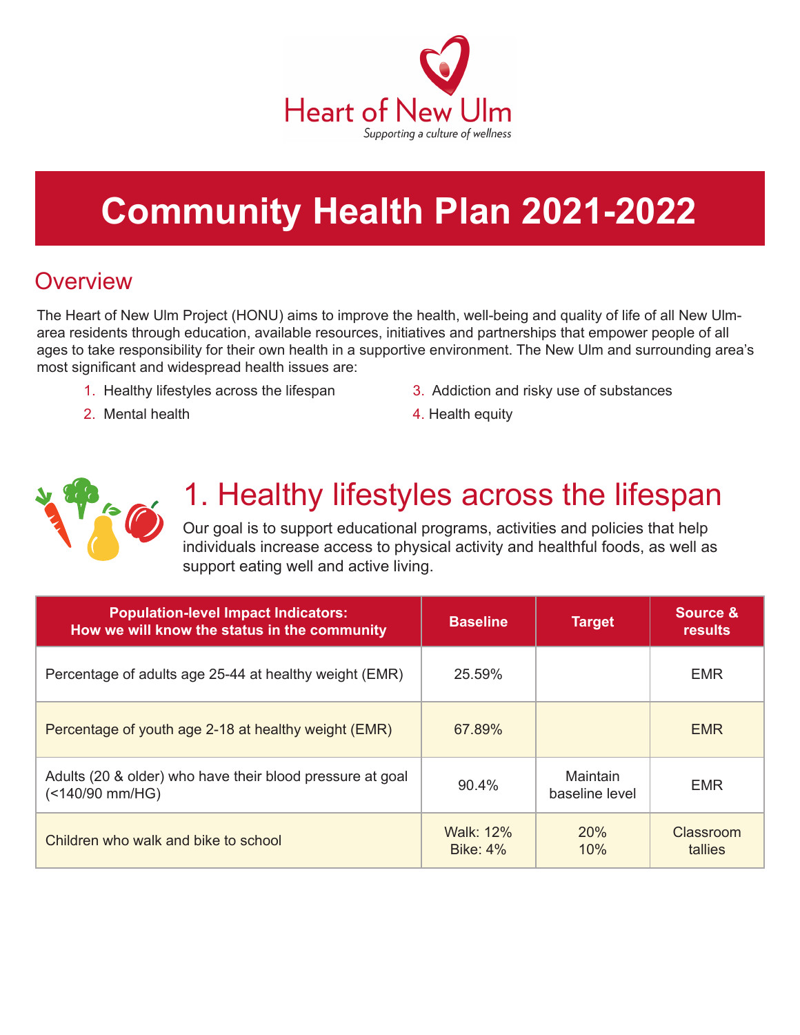Heart of New Ulm

*Supporting a culture of wellness*

# Community Health Plan 2021-2022

## Overview

The Heart of New Ulm Project (HONU) aims to improve the health, well-being and quality of life of all New Ulm-area residents through education, available resources, initiatives and partnerships that empower people of all ages to take responsibility for their own health in a supportive environment. The New Ulm and surrounding area's most significant and widespread health issues are:

1. Healthy lifestyles across the lifespan
2. Mental health
3. Addiction and risky use of substances
4. Health equity

## 1. Healthy lifestyles across the lifespan

Our goal is to support educational programs, activities and policies that help individuals increase access to physical activity and healthful foods, as well as support eating well and active living.

| Population-level Impact Indicators: How we will know the status in the community | Baseline | Target | Source & results |
|---|---|---|---|
| Percentage of adults age 25-44 at healthy weight (EMR) | 25.59% | | EMR |
| Percentage of youth age 2-18 at healthy weight (EMR) | 67.89% | | EMR |
| Adults (20 & older) who have their blood pressure at goal (<140/90 mm/HG) | 90.4% | Maintain baseline level | EMR |
| Children who walk and bike to school | Walk: 12%<br>Bike: 4% | 20%<br>10% | Classroom tallies |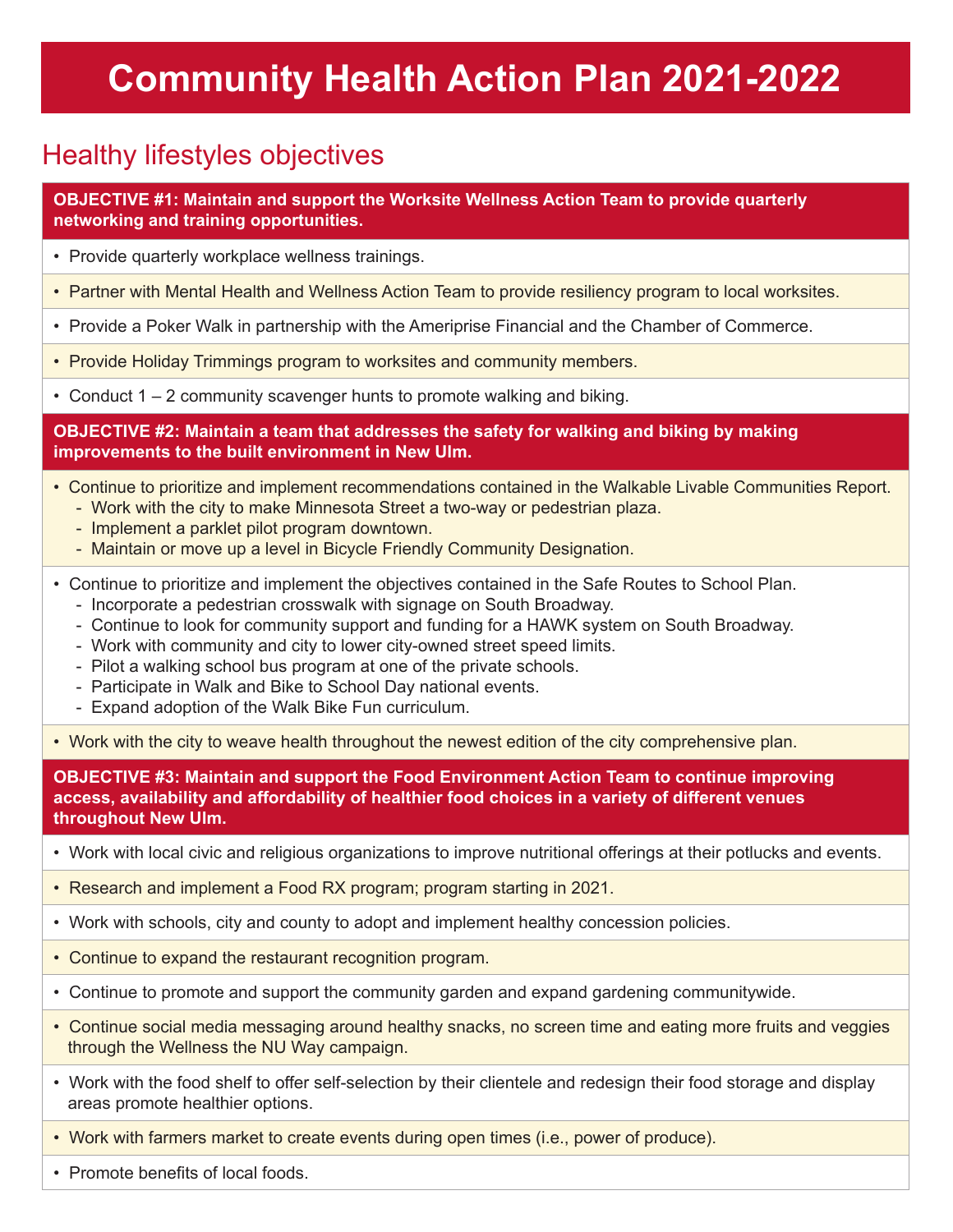# Community Health Action Plan 2021-2022

## Healthy lifestyles objectives

**OBJECTIVE #1: Maintain and support the Worksite Wellness Action Team to provide quarterly networking and training opportunities.**

- Provide quarterly workplace wellness trainings.
- Partner with Mental Health and Wellness Action Team to provide resiliency program to local worksites.
- Provide a Poker Walk in partnership with the Ameriprise Financial and the Chamber of Commerce.
- Provide Holiday Trimmings program to worksites and community members.
- Conduct 1 – 2 community scavenger hunts to promote walking and biking.

**OBJECTIVE #2: Maintain a team that addresses the safety for walking and biking by making improvements to the built environment in New Ulm.**

- Continue to prioritize and implement recommendations contained in the Walkable Livable Communities Report.
  - Work with the city to make Minnesota Street a two-way or pedestrian plaza.
  - Implement a parklet pilot program downtown.
  - Maintain or move up a level in Bicycle Friendly Community Designation.
- Continue to prioritize and implement the objectives contained in the Safe Routes to School Plan.
  - Incorporate a pedestrian crosswalk with signage on South Broadway.
  - Continue to look for community support and funding for a HAWK system on South Broadway.
  - Work with community and city to lower city-owned street speed limits.
  - Pilot a walking school bus program at one of the private schools.
  - Participate in Walk and Bike to School Day national events.
  - Expand adoption of the Walk Bike Fun curriculum.
- Work with the city to weave health throughout the newest edition of the city comprehensive plan.

**OBJECTIVE #3: Maintain and support the Food Environment Action Team to continue improving access, availability and affordability of healthier food choices in a variety of different venues throughout New Ulm.**

- Work with local civic and religious organizations to improve nutritional offerings at their potlucks and events.
- Research and implement a Food RX program; program starting in 2021.
- Work with schools, city and county to adopt and implement healthy concession policies.
- Continue to expand the restaurant recognition program.
- Continue to promote and support the community garden and expand gardening communitywide.
- Continue social media messaging around healthy snacks, no screen time and eating more fruits and veggies through the Wellness the NU Way campaign.
- Work with the food shelf to offer self-selection by their clientele and redesign their food storage and display areas promote healthier options.
- Work with farmers market to create events during open times (i.e., power of produce).
- Promote benefits of local foods.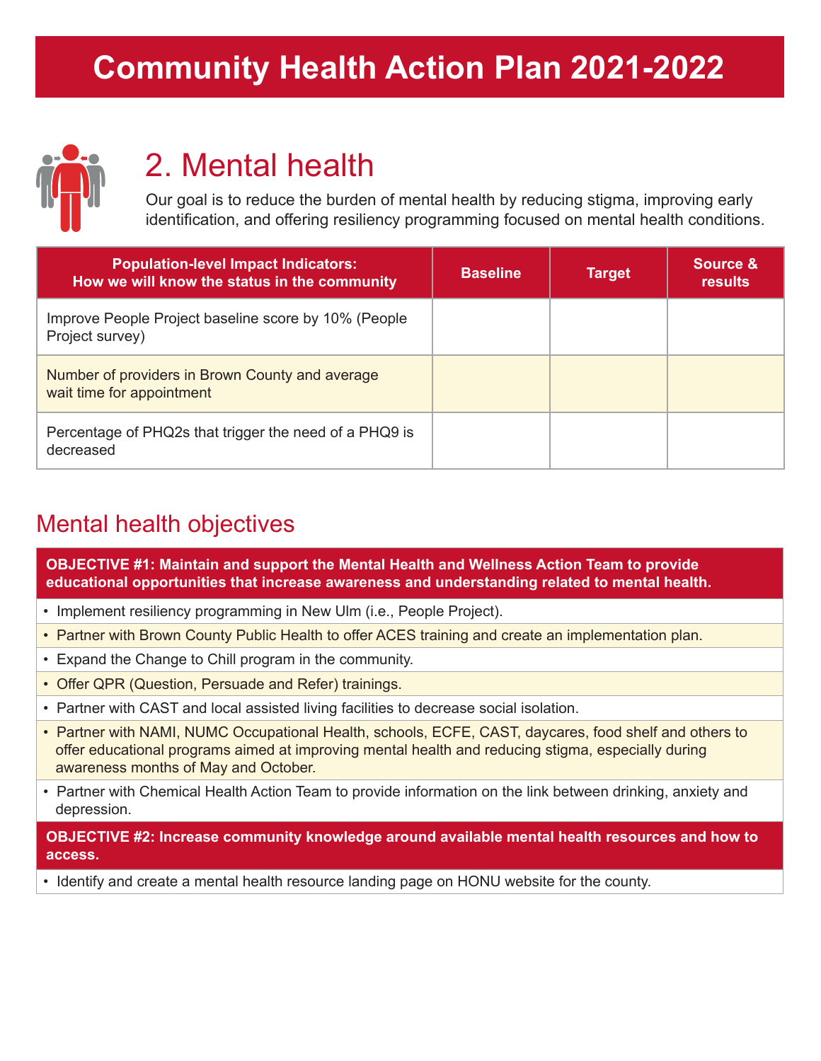# Community Health Action Plan 2021-2022

## 2. Mental health

Our goal is to reduce the burden of mental health by reducing stigma, improving early identification, and offering resiliency programming focused on mental health conditions.

| Population-level Impact Indicators: How we will know the status in the community | Baseline | Target | Source & results |
|---|---|---|---|
| Improve People Project baseline score by 10% (People Project survey) | | | |
| Number of providers in Brown County and average wait time for appointment | | | |
| Percentage of PHQ2s that trigger the need of a PHQ9 is decreased | | | |

## Mental health objectives

**OBJECTIVE #1: Maintain and support the Mental Health and Wellness Action Team to provide educational opportunities that increase awareness and understanding related to mental health.**

- Implement resiliency programming in New Ulm (i.e., People Project).
- Partner with Brown County Public Health to offer ACES training and create an implementation plan.
- Expand the Change to Chill program in the community.
- Offer QPR (Question, Persuade and Refer) trainings.
- Partner with CAST and local assisted living facilities to decrease social isolation.
- Partner with NAMI, NUMC Occupational Health, schools, ECFE, CAST, daycares, food shelf and others to offer educational programs aimed at improving mental health and reducing stigma, especially during awareness months of May and October.
- Partner with Chemical Health Action Team to provide information on the link between drinking, anxiety and depression.

**OBJECTIVE #2: Increase community knowledge around available mental health resources and how to access.**

- Identify and create a mental health resource landing page on HONU website for the county.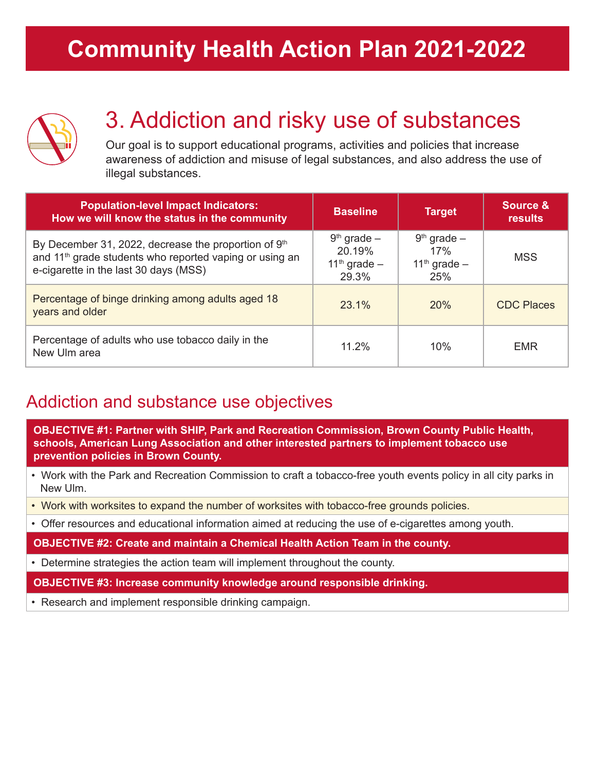# Community Health Action Plan 2021-2022

## 3. Addiction and risky use of substances

Our goal is to support educational programs, activities and policies that increase awareness of addiction and misuse of legal substances, and also address the use of illegal substances.

| Population-level Impact Indicators: How we will know the status in the community | Baseline | Target | Source & results |
|---|---|---|---|
| By December 31, 2022, decrease the proportion of 9th and 11th grade students who reported vaping or using an e-cigarette in the last 30 days (MSS) | 9th grade – 20.19%<br>11th grade – 29.3% | 9th grade – 17%<br>11th grade – 25% | MSS |
| Percentage of binge drinking among adults aged 18 years and older | 23.1% | 20% | CDC Places |
| Percentage of adults who use tobacco daily in the New Ulm area | 11.2% | 10% | EMR |

## Addiction and substance use objectives

**OBJECTIVE #1: Partner with SHIP, Park and Recreation Commission, Brown County Public Health, schools, American Lung Association and other interested partners to implement tobacco use prevention policies in Brown County.**

- Work with the Park and Recreation Commission to craft a tobacco-free youth events policy in all city parks in New Ulm.
- Work with worksites to expand the number of worksites with tobacco-free grounds policies.
- Offer resources and educational information aimed at reducing the use of e-cigarettes among youth.

**OBJECTIVE #2: Create and maintain a Chemical Health Action Team in the county.**

- Determine strategies the action team will implement throughout the county.

**OBJECTIVE #3: Increase community knowledge around responsible drinking.**

- Research and implement responsible drinking campaign.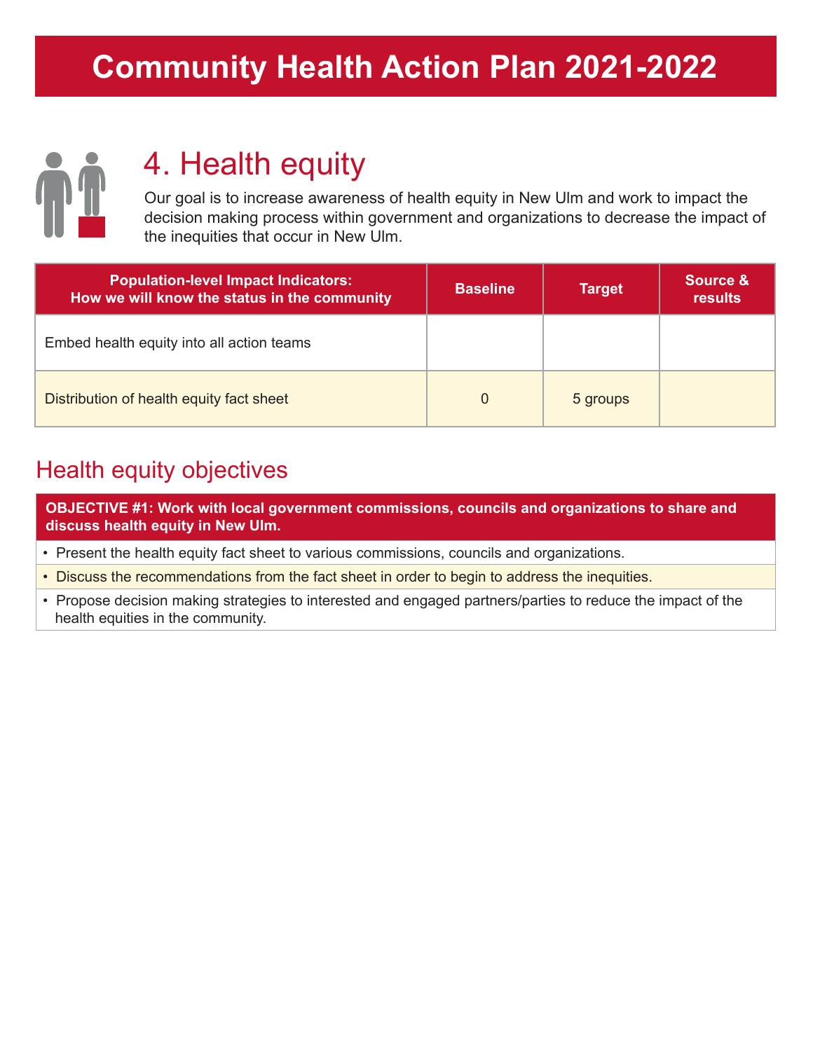# Community Health Action Plan 2021-2022

## 4. Health equity

Our goal is to increase awareness of health equity in New Ulm and work to impact the decision making process within government and organizations to decrease the impact of the inequities that occur in New Ulm.

| Population-level Impact Indicators: How we will know the status in the community | Baseline | Target | Source & results |
|---|---|---|---|
| Embed health equity into all action teams | | | |
| Distribution of health equity fact sheet | 0 | 5 groups | |

## Health equity objectives

**OBJECTIVE #1: Work with local government commissions, councils and organizations to share and discuss health equity in New Ulm.**

- Present the health equity fact sheet to various commissions, councils and organizations.
- Discuss the recommendations from the fact sheet in order to begin to address the inequities.
- Propose decision making strategies to interested and engaged partners/parties to reduce the impact of the health equities in the community.